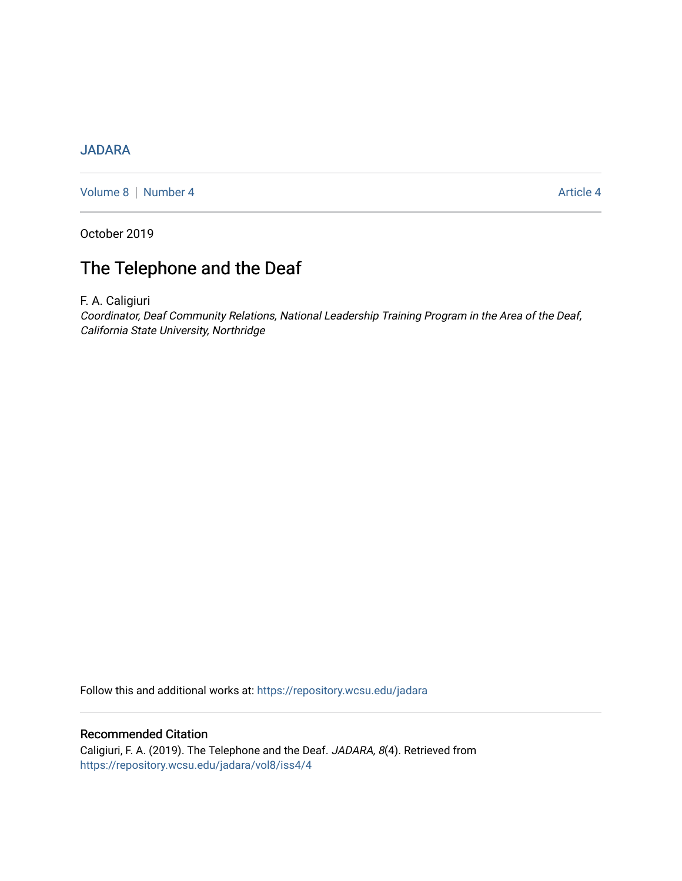JADARA

Volume 8 | Number 4 | Article 4

October 2019

# The Telephone and the Deaf

F. A. Caligiuri

*Coordinator, Deaf Community Relations, National Leadership Training Program in the Area of the Deaf, California State University, Northridge*

Follow this and additional works at: https://repository.wcsu.edu/jadara

## Recommended Citation

Caligiuri, F. A. (2019). The Telephone and the Deaf. *JADARA, 8*(4). Retrieved from https://repository.wcsu.edu/jadara/vol8/iss4/4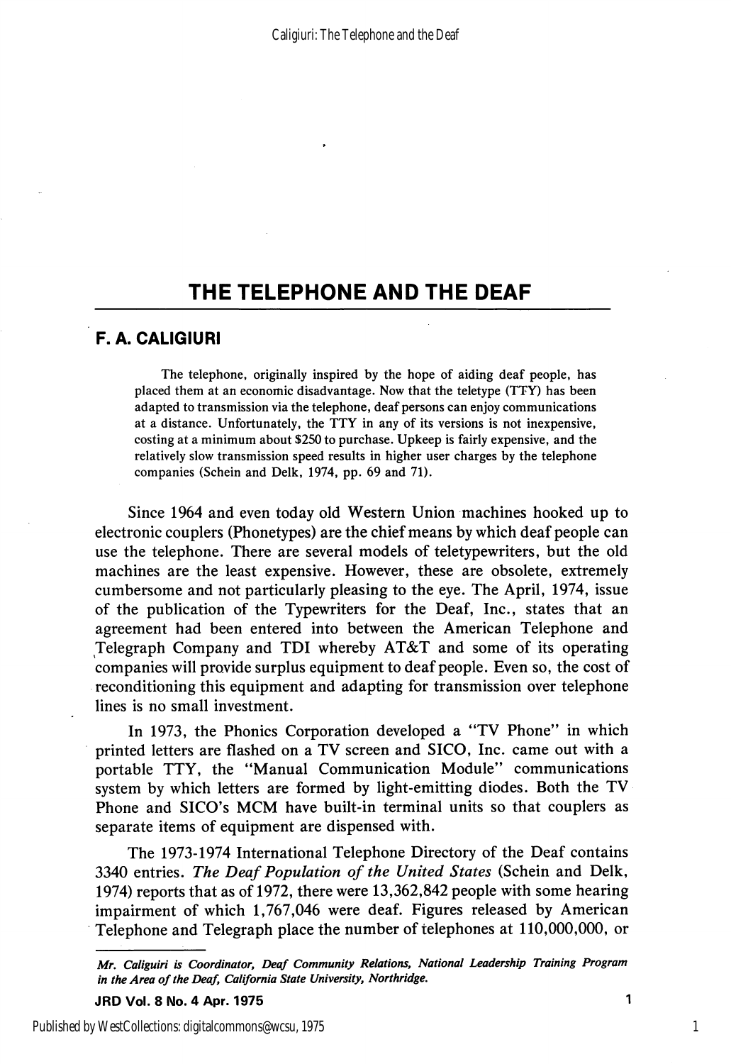# THE TELEPHONE AND THE DEAF

## F. A. CALIGIURI

The telephone, originally inspired by the hope of aiding deaf people, has placed them at an economic disadvantage. Now that the teletype (TTY) has been adapted to transmission via the telephone, deaf persons can enjoy communications at a distance. Unfortunately, the TTY in any of its versions is not inexpensive, costing at a minimum about $250 to purchase. Upkeep is fairly expensive, and the relatively slow transmission speed results in higher user charges by the telephone companies (Schein and Delk, 1974, pp. 69 and 71).

Since 1964 and even today old Western Union machines hooked up to electronic couplers (Phonetypes) are the chief means by which deaf people can use the telephone. There are several models of teletypewriters, but the old machines are the least expensive. However, these are obsolete, extremely cumbersome and not particularly pleasing to the eye. The April, 1974, issue of the publication of the Typewriters for the Deaf, Inc., states that an agreement had been entered into between the American Telephone and Telegraph Company and TDI whereby AT&T and some of its operating companies will provide surplus equipment to deaf people. Even so, the cost of reconditioning this equipment and adapting for transmission over telephone lines is no small investment.

In 1973, the Phonics Corporation developed a "TV Phone" in which printed letters are flashed on a TV screen and SICO, Inc. came out with a portable TTY, the "Manual Communication Module" communications system by which letters are formed by light-emitting diodes. Both the TV Phone and SICO's MCM have built-in terminal units so that couplers as separate items of equipment are dispensed with.

The 1973-1974 International Telephone Directory of the Deaf contains 3340 entries. *The Deaf Population of the United States* (Schein and Delk, 1974) reports that as of 1972, there were 13,362,842 people with some hearing impairment of which 1,767,046 were deaf. Figures released by American Telephone and Telegraph place the number of telephones at 110,000,000, or

*Mr. Caligiuri is Coordinator, Deaf Community Relations, National Leadership Training Program in the Area of the Deaf, California State University, Northridge.*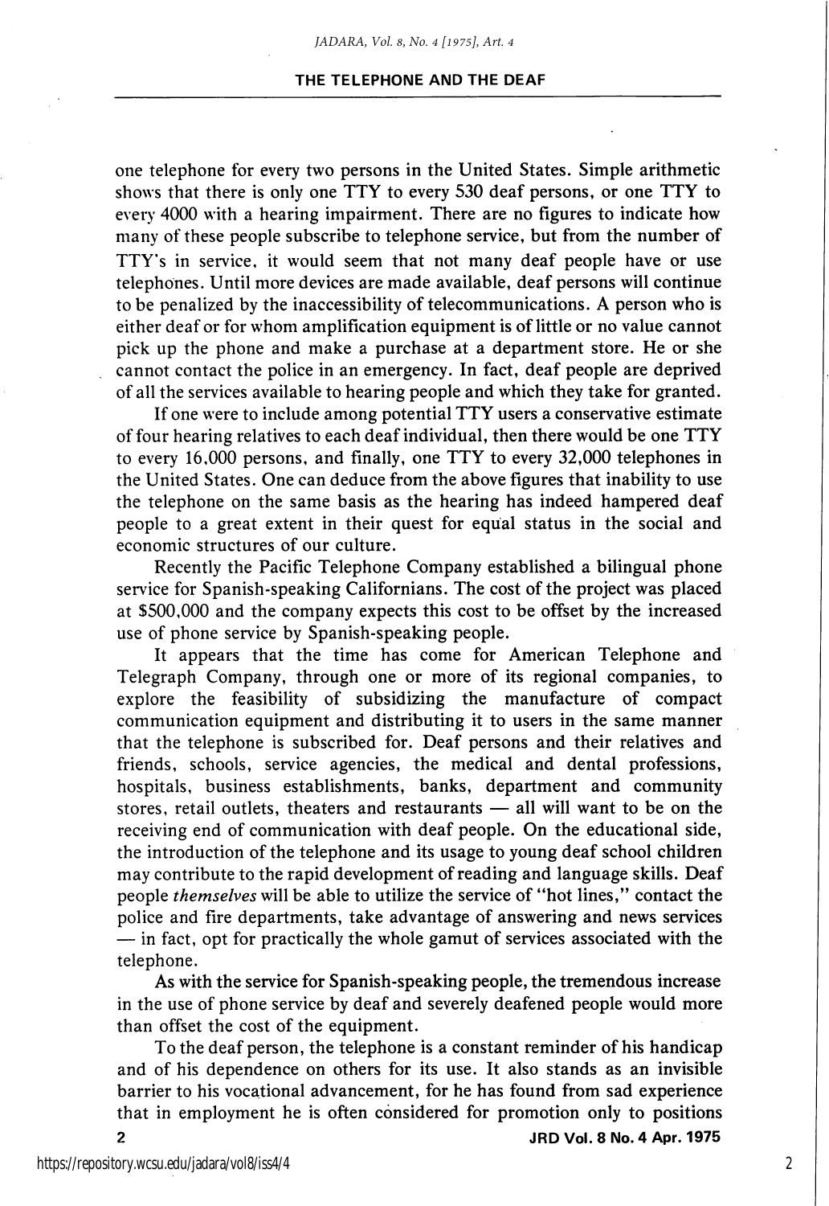one telephone for every two persons in the United States. Simple arithmetic shows that there is only one TTY to every 530 deaf persons, or one TTY to every 4000 with a hearing impairment. There are no figures to indicate how many of these people subscribe to telephone service, but from the number of TTY's in service, it would seem that not many deaf people have or use telephones. Until more devices are made available, deaf persons will continue to be penalized by the inaccessibility of telecommunications. A person who is either deaf or for whom amplification equipment is of little or no value cannot pick up the phone and make a purchase at a department store. He or she cannot contact the police in an emergency. In fact, deaf people are deprived of all the services available to hearing people and which they take for granted.

If one were to include among potential TTY users a conservative estimate of four hearing relatives to each deaf individual, then there would be one TTY to every 16,000 persons, and finally, one TTY to every 32,000 telephones in the United States. One can deduce from the above figures that inability to use the telephone on the same basis as the hearing has indeed hampered deaf people to a great extent in their quest for equal status in the social and economic structures of our culture.

Recently the Pacific Telephone Company established a bilingual phone service for Spanish-speaking Californians. The cost of the project was placed at $500,000 and the company expects this cost to be offset by the increased use of phone service by Spanish-speaking people.

It appears that the time has come for American Telephone and Telegraph Company, through one or more of its regional companies, to explore the feasibility of subsidizing the manufacture of compact communication equipment and distributing it to users in the same manner that the telephone is subscribed for. Deaf persons and their relatives and friends, schools, service agencies, the medical and dental professions, hospitals, business establishments, banks, department and community stores, retail outlets, theaters and restaurants — all will want to be on the receiving end of communication with deaf people. On the educational side, the introduction of the telephone and its usage to young deaf school children may contribute to the rapid development of reading and language skills. Deaf people *themselves* will be able to utilize the service of "hot lines," contact the police and fire departments, take advantage of answering and news services — in fact, opt for practically the whole gamut of services associated with the telephone.

As with the service for Spanish-speaking people, the tremendous increase in the use of phone service by deaf and severely deafened people would more than offset the cost of the equipment.

To the deaf person, the telephone is a constant reminder of his handicap and of his dependence on others for its use. It also stands as an invisible barrier to his vocational advancement, for he has found from sad experience that in employment he is often considered for promotion only to positions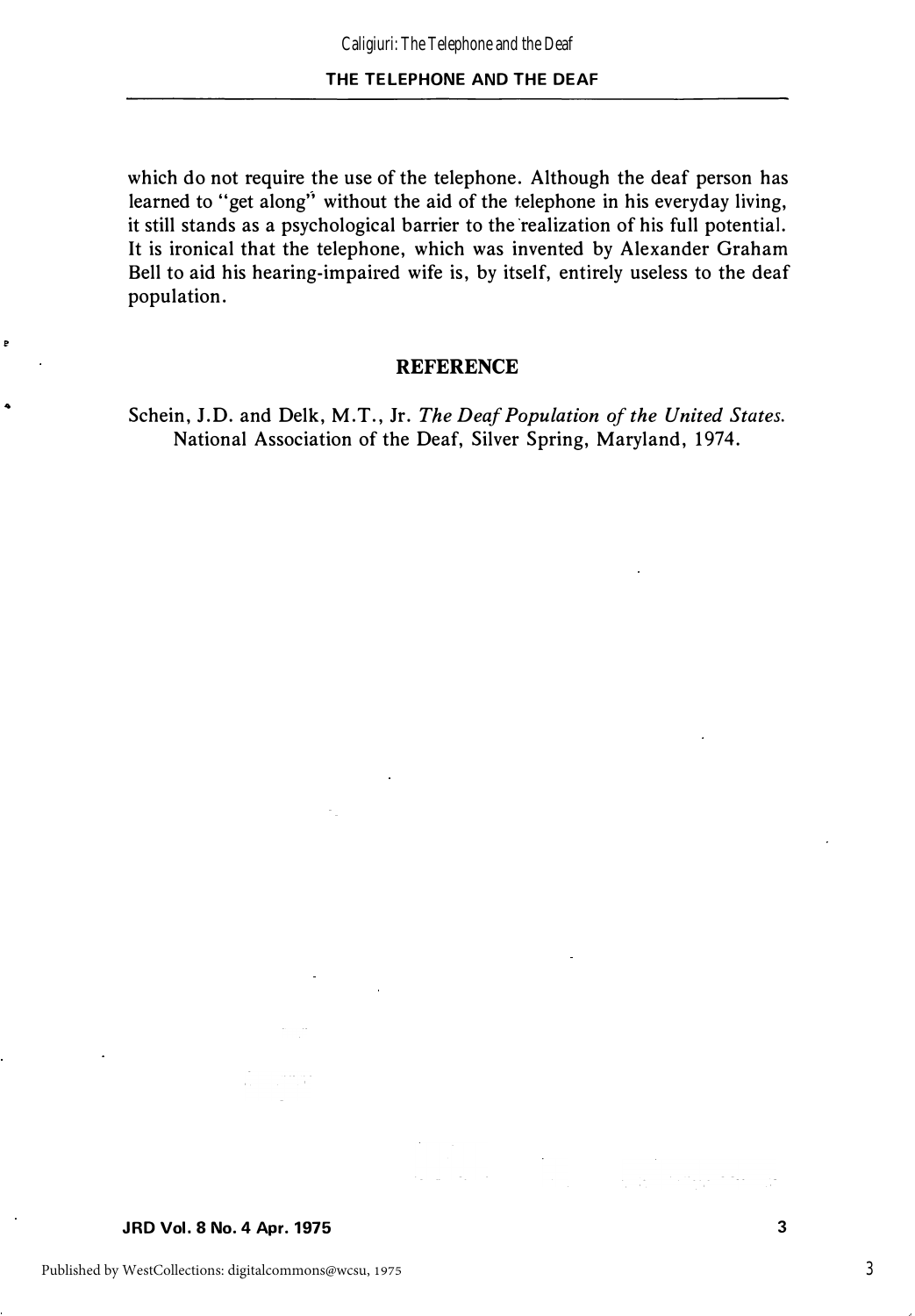which do not require the use of the telephone. Although the deaf person has learned to "get along" without the aid of the telephone in his everyday living, it still stands as a psychological barrier to the realization of his full potential. It is ironical that the telephone, which was invented by Alexander Graham Bell to aid his hearing-impaired wife is, by itself, entirely useless to the deaf population.

## REFERENCE

Schein, J.D. and Delk, M.T., Jr. *The Deaf Population of the United States.* National Association of the Deaf, Silver Spring, Maryland, 1974.